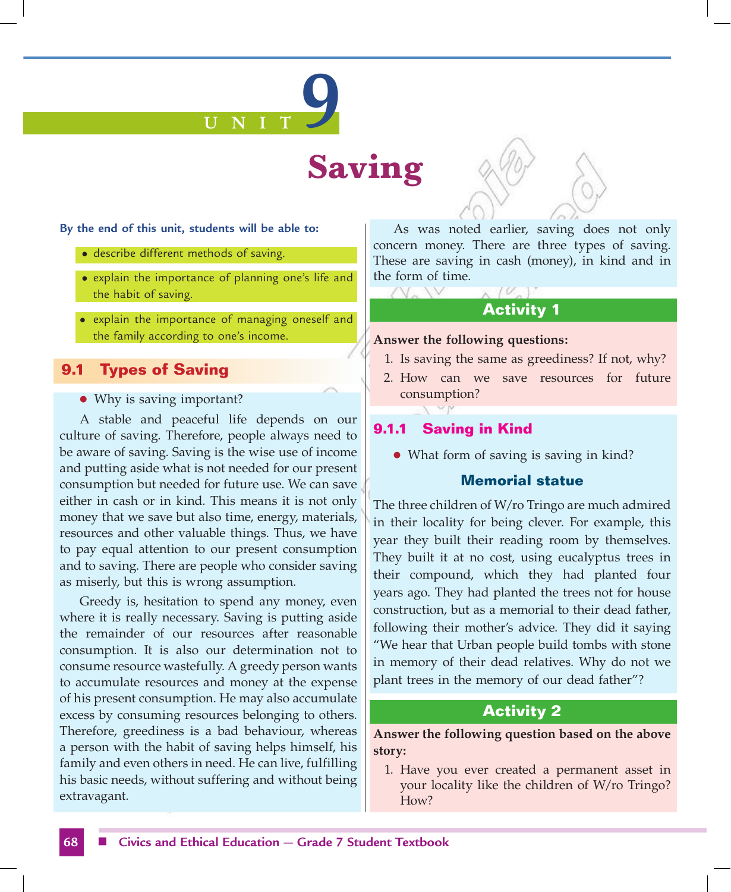# UNIT 9

# Saving

**By the end of this unit, students will be able to:**

- describe different methods of saving.
- explain the importance of planning one's life and the habit of saving.
- explain the importance of managing oneself and the family according to one's income.

## 9.1 Types of Saving

- Why is saving important?

A stable and peaceful life depends on our culture of saving. Therefore, people always need to be aware of saving. Saving is the wise use of income and putting aside what is not needed for our present consumption but needed for future use. We can save either in cash or in kind. This means it is not only money that we save but also time, energy, materials, resources and other valuable things. Thus, we have to pay equal attention to our present consumption and to saving. There are people who consider saving as miserly, but this is wrong assumption.

Greedy is, hesitation to spend any money, even where it is really necessary. Saving is putting aside the remainder of our resources after reasonable consumption. It is also our determination not to consume resource wastefully. A greedy person wants to accumulate resources and money at the expense of his present consumption. He may also accumulate excess by consuming resources belonging to others. Therefore, greediness is a bad behaviour, whereas a person with the habit of saving helps himself, his family and even others in need. He can live, fulfilling his basic needs, without suffering and without being extravagant.

As was noted earlier, saving does not only concern money. There are three types of saving. These are saving in cash (money), in kind and in the form of time.

### Activity 1

**Answer the following questions:**

1. Is saving the same as greediness? If not, why?
2. How can we save resources for future consumption?

### 9.1.1 Saving in Kind

- What form of saving is saving in kind?

**Memorial statue**

The three children of W/ro Tringo are much admired in their locality for being clever. For example, this year they built their reading room by themselves. They built it at no cost, using eucalyptus trees in their compound, which they had planted four years ago. They had planted the trees not for house construction, but as a memorial to their dead father, following their mother's advice. They did it saying "We hear that Urban people build tombs with stone in memory of their dead relatives. Why do not we plant trees in the memory of our dead father"?

### Activity 2

**Answer the following question based on the above story:**

1. Have you ever created a permanent asset in your locality like the children of W/ro Tringo? How?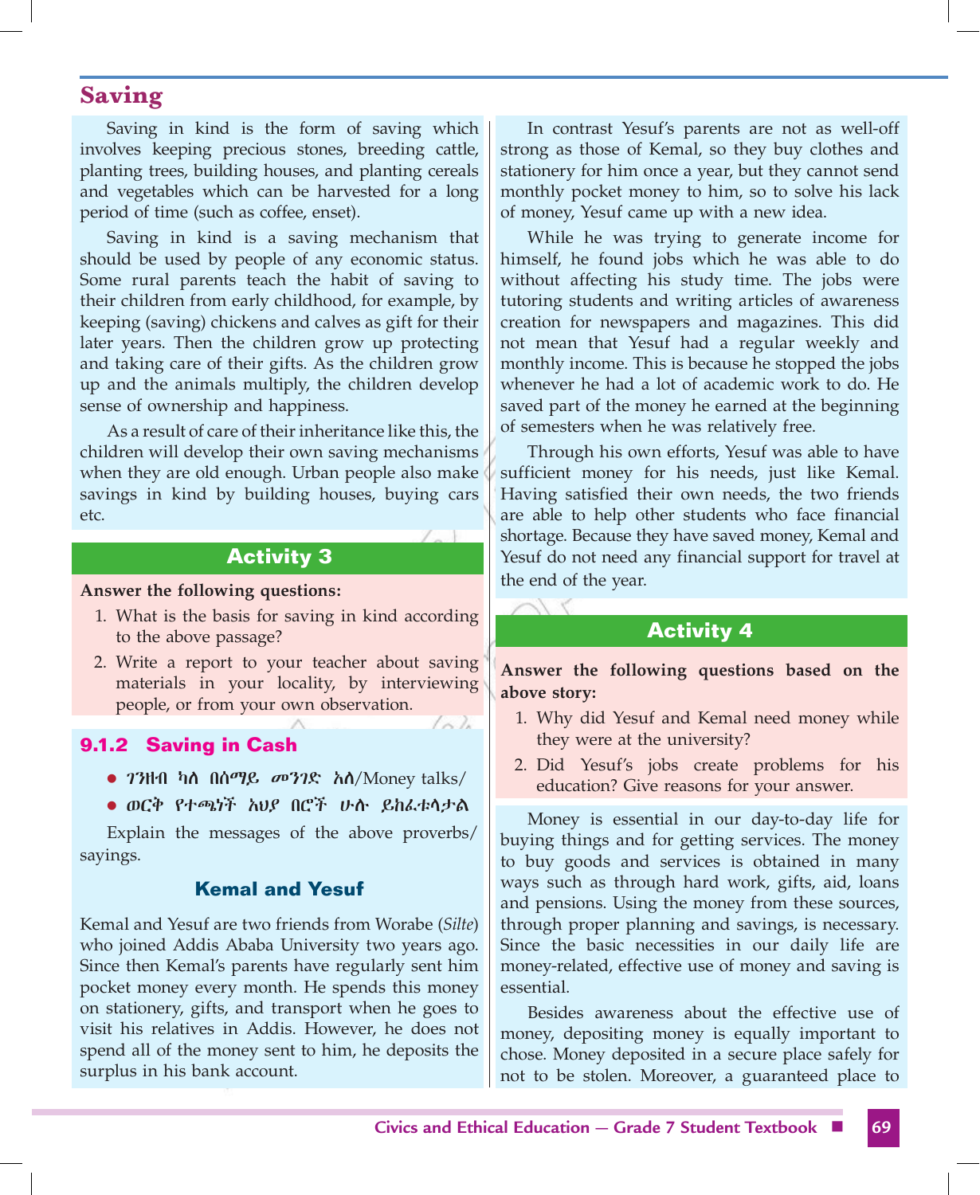## Saving

Saving in kind is the form of saving which involves keeping precious stones, breeding cattle, planting trees, building houses, and planting cereals and vegetables which can be harvested for a long period of time (such as coffee, enset).

Saving in kind is a saving mechanism that should be used by people of any economic status. Some rural parents teach the habit of saving to their children from early childhood, for example, by keeping (saving) chickens and calves as gift for their later years. Then the children grow up protecting and taking care of their gifts. As the children grow up and the animals multiply, the children develop sense of ownership and happiness.

As a result of care of their inheritance like this, the children will develop their own saving mechanisms when they are old enough. Urban people also make savings in kind by building houses, buying cars etc.

### Activity 3

**Answer the following questions:**

1. What is the basis for saving in kind according to the above passage?
2. Write a report to your teacher about saving materials in your locality, by interviewing people, or from your own observation.

### 9.1.2 Saving in Cash

- *ገንዘብ ካለ በሰማይ መንገድ አለ*/Money talks/
- *ወርቅ የተጫነች አህያ በሮች ሁሉ ይከፈቱላታል*

Explain the messages of the above proverbs/ sayings.

#### Kemal and Yesuf

Kemal and Yesuf are two friends from Worabe (*Silte*) who joined Addis Ababa University two years ago. Since then Kemal's parents have regularly sent him pocket money every month. He spends this money on stationery, gifts, and transport when he goes to visit his relatives in Addis. However, he does not spend all of the money sent to him, he deposits the surplus in his bank account.

In contrast Yesuf's parents are not as well-off strong as those of Kemal, so they buy clothes and stationery for him once a year, but they cannot send monthly pocket money to him, so to solve his lack of money, Yesuf came up with a new idea.

While he was trying to generate income for himself, he found jobs which he was able to do without affecting his study time. The jobs were tutoring students and writing articles of awareness creation for newspapers and magazines. This did not mean that Yesuf had a regular weekly and monthly income. This is because he stopped the jobs whenever he had a lot of academic work to do. He saved part of the money he earned at the beginning of semesters when he was relatively free.

Through his own efforts, Yesuf was able to have sufficient money for his needs, just like Kemal. Having satisfied their own needs, the two friends are able to help other students who face financial shortage. Because they have saved money, Kemal and Yesuf do not need any financial support for travel at the end of the year.

### Activity 4

**Answer the following questions based on the above story:**

1. Why did Yesuf and Kemal need money while they were at the university?
2. Did Yesuf's jobs create problems for his education? Give reasons for your answer.

Money is essential in our day-to-day life for buying things and for getting services. The money to buy goods and services is obtained in many ways such as through hard work, gifts, aid, loans and pensions. Using the money from these sources, through proper planning and savings, is necessary. Since the basic necessities in our daily life are money-related, effective use of money and saving is essential.

Besides awareness about the effective use of money, depositing money is equally important to chose. Money deposited in a secure place safely for not to be stolen. Moreover, a guaranteed place to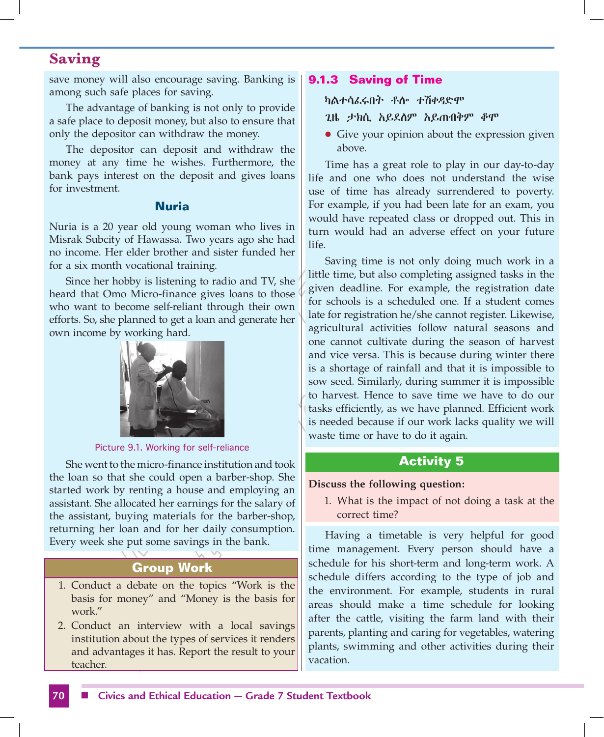save money will also encourage saving. Banking is among such safe places for saving.

The advantage of banking is not only to provide a safe place to deposit money, but also to ensure that only the depositor can withdraw the money.

The depositor can deposit and withdraw the money at any time he wishes. Furthermore, the bank pays interest on the deposit and gives loans for investment.

**Nuria**

Nuria is a 20 year old young woman who lives in Misrak Subcity of Hawassa. Two years ago she had no income. Her elder brother and sister funded her for a six month vocational training.

Since her hobby is listening to radio and TV, she heard that Omo Micro-finance gives loans to those who want to become self-reliant through their own efforts. So, she planned to get a loan and generate her own income by working hard.

Picture 9.1. Working for self-reliance

She went to the micro-finance institution and took the loan so that she could open a barber-shop. She started work by renting a house and employing an assistant. She allocated her earnings for the salary of the assistant, buying materials for the barber-shop, returning her loan and for her daily consumption. Every week she put some savings in the bank.

**Group Work**

1. Conduct a debate on the topics "Work is the basis for money" and "Money is the basis for work."
2. Conduct an interview with a local savings institution about the types of services it renders and advantages it has. Report the result to your teacher.

### 9.1.3 Saving of Time

ካልተሳፈሩበት ቶሎ ተሽቀዳድሞ
ጊዜ ታክሲ አይደለም አይጠብቅም ቆሞ

- Give your opinion about the expression given above.

Time has a great role to play in our day-to-day life and one who does not understand the wise use of time has already surrendered to poverty. For example, if you had been late for an exam, you would have repeated class or dropped out. This in turn would had an adverse effect on your future life.

Saving time is not only doing much work in a little time, but also completing assigned tasks in the given deadline. For example, the registration date for schools is a scheduled one. If a student comes late for registration he/she cannot register. Likewise, agricultural activities follow natural seasons and one cannot cultivate during the season of harvest and vice versa. This is because during winter there is a shortage of rainfall and that it is impossible to sow seed. Similarly, during summer it is impossible to harvest. Hence to save time we have to do our tasks efficiently, as we have planned. Efficient work is needed because if our work lacks quality we will waste time or have to do it again.

**Activity 5**

**Discuss the following question:**

1. What is the impact of not doing a task at the correct time?

Having a timetable is very helpful for good time management. Every person should have a schedule for his short-term and long-term work. A schedule differs according to the type of job and the environment. For example, students in rural areas should make a time schedule for looking after the cattle, visiting the farm land with their parents, planting and caring for vegetables, watering plants, swimming and other activities during their vacation.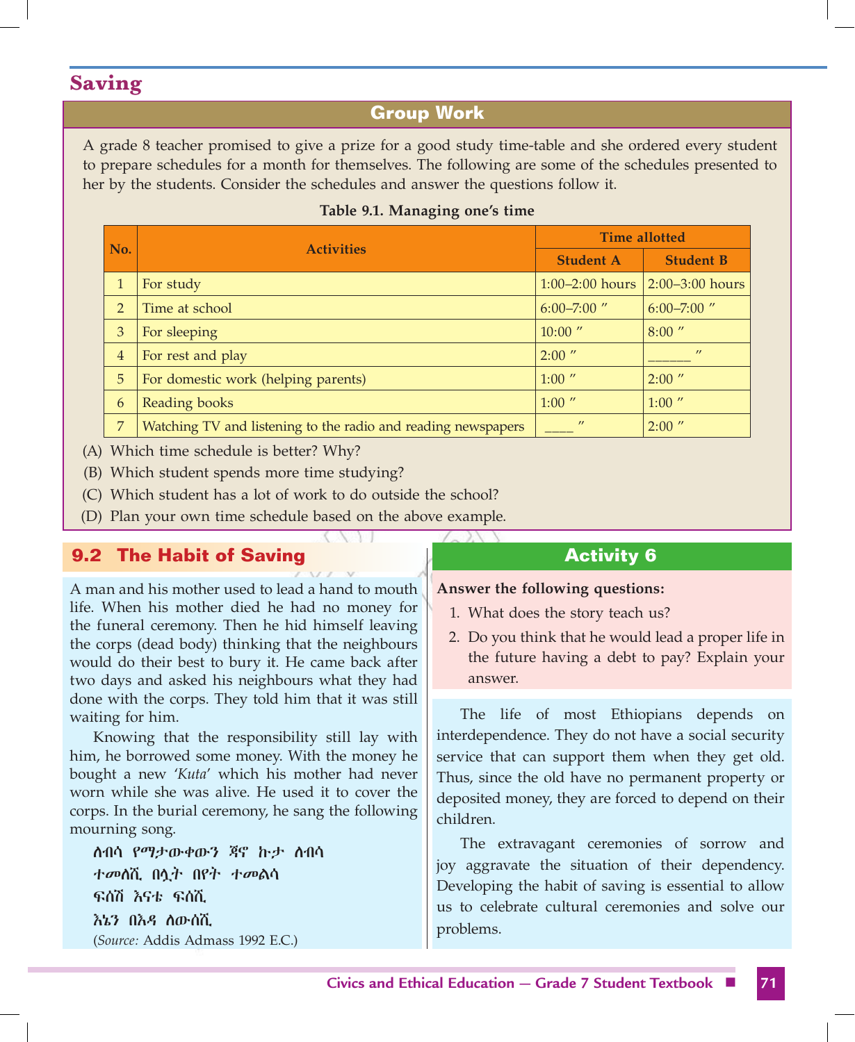## Saving

### Group Work

A grade 8 teacher promised to give a prize for a good study time-table and she ordered every student to prepare schedules for a month for themselves. The following are some of the schedules presented to her by the students. Consider the schedules and answer the questions follow it.

**Table 9.1. Managing one's time**

| No. | Activities | Time allotted | |
|---|---|---|---|
| | | Student A | Student B |
| 1 | For study | 1:00–2:00 hours | 2:00–3:00 hours |
| 2 | Time at school | 6:00–7:00 " | 6:00–7:00 " |
| 3 | For sleeping | 10:00 " | 8:00 " |
| 4 | For rest and play | 2:00 " | ______ " |
| 5 | For domestic work (helping parents) | 1:00 " | 2:00 " |
| 6 | Reading books | 1:00 " | 1:00 " |
| 7 | Watching TV and listening to the radio and reading newspapers | ____ " | 2:00 " |

(A) Which time schedule is better? Why?

(B) Which student spends more time studying?

(C) Which student has a lot of work to do outside the school?

(D) Plan your own time schedule based on the above example.

## 9.2 The Habit of Saving

A man and his mother used to lead a hand to mouth life. When his mother died he had no money for the funeral ceremony. Then he hid himself leaving the corps (dead body) thinking that the neighbours would do their best to bury it. He came back after two days and asked his neighbours what they had done with the corps. They told him that it was still waiting for him.

Knowing that the responsibility still lay with him, he borrowed some money. With the money he bought a new *'Kuta'* which his mother had never worn while she was alive. He used it to cover the corps. In the burial ceremony, he sang the following mourning song.

ለብሳ የማታውቀውን ጃኖ ኩታ ለብሳ
ተመለሺ በሏት በየት ተመልሳ
ፍሰሽ እናቴ ፍሰሺ
እኔን በእዳ ለውሰሺ

(*Source:* Addis Admass 1992 E.C.)

### Activity 6

**Answer the following questions:**

1. What does the story teach us?
2. Do you think that he would lead a proper life in the future having a debt to pay? Explain your answer.

The life of most Ethiopians depends on interdependence. They do not have a social security service that can support them when they get old. Thus, since the old have no permanent property or deposited money, they are forced to depend on their children.

The extravagant ceremonies of sorrow and joy aggravate the situation of their dependency. Developing the habit of saving is essential to allow us to celebrate cultural ceremonies and solve our problems.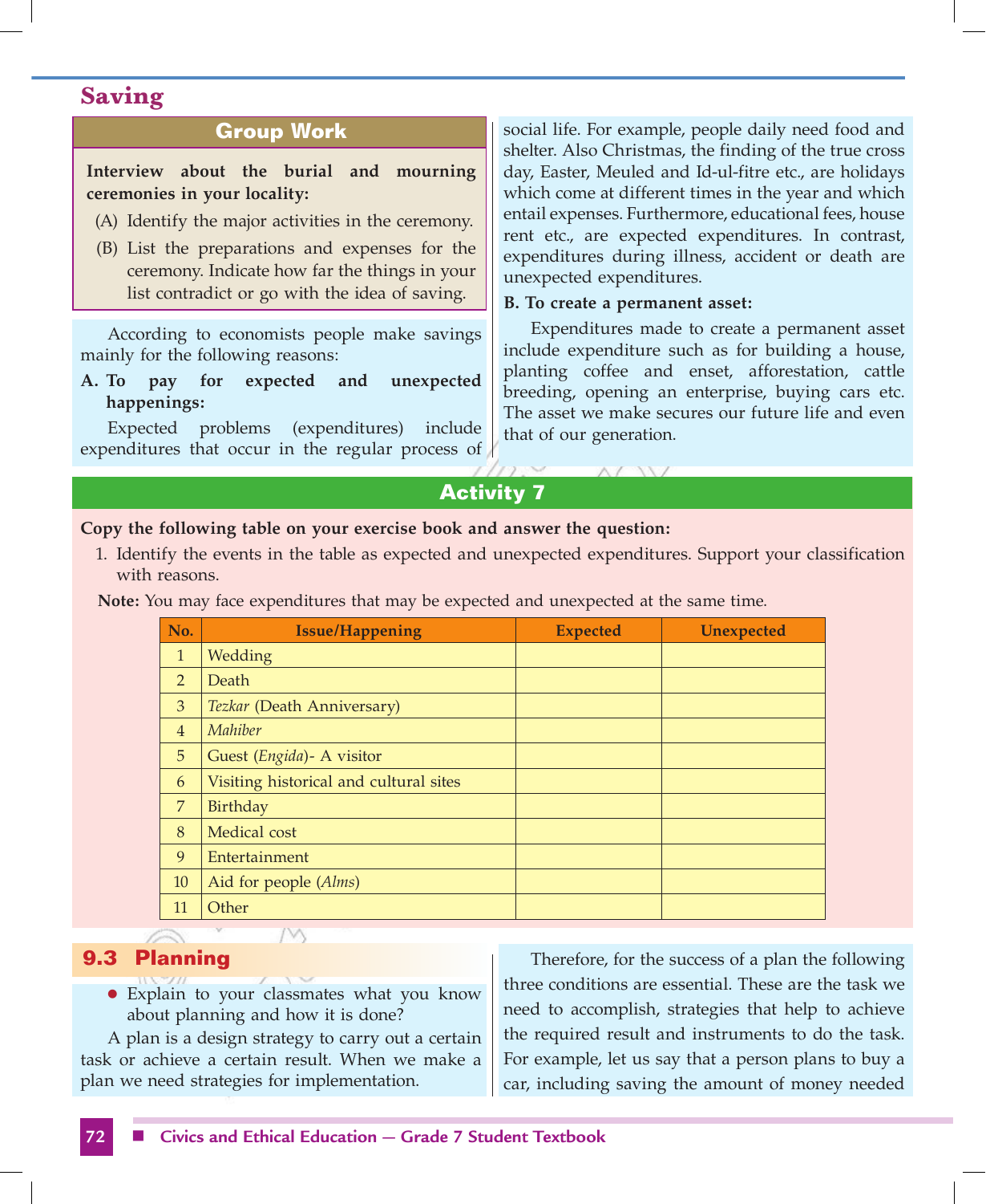## Saving

### Group Work

**Interview about the burial and mourning ceremonies in your locality:**

(A) Identify the major activities in the ceremony.

(B) List the preparations and expenses for the ceremony. Indicate how far the things in your list contradict or go with the idea of saving.

According to economists people make savings mainly for the following reasons:

**A. To pay for expected and unexpected happenings:**

Expected problems (expenditures) include expenditures that occur in the regular process of social life. For example, people daily need food and shelter. Also Christmas, the finding of the true cross day, Easter, Meuled and Id-ul-fitre etc., are holidays which come at different times in the year and which entail expenses. Furthermore, educational fees, house rent etc., are expected expenditures. In contrast, expenditures during illness, accident or death are unexpected expenditures.

**B. To create a permanent asset:**

Expenditures made to create a permanent asset include expenditure such as for building a house, planting coffee and enset, afforestation, cattle breeding, opening an enterprise, buying cars etc. The asset we make secures our future life and even that of our generation.

### Activity 7

**Copy the following table on your exercise book and answer the question:**

1. Identify the events in the table as expected and unexpected expenditures. Support your classification with reasons.

**Note:** You may face expenditures that may be expected and unexpected at the same time.

| No. | Issue/Happening | Expected | Unexpected |
|---|---|---|---|
| 1 | Wedding | | |
| 2 | Death | | |
| 3 | *Tezkar* (Death Anniversary) | | |
| 4 | *Mahiber* | | |
| 5 | Guest (*Engida*)- A visitor | | |
| 6 | Visiting historical and cultural sites | | |
| 7 | Birthday | | |
| 8 | Medical cost | | |
| 9 | Entertainment | | |
| 10 | Aid for people (*Alms*) | | |
| 11 | Other | | |

## 9.3 Planning

- Explain to your classmates what you know about planning and how it is done?

A plan is a design strategy to carry out a certain task or achieve a certain result. When we make a plan we need strategies for implementation.

Therefore, for the success of a plan the following three conditions are essential. These are the task we need to accomplish, strategies that help to achieve the required result and instruments to do the task. For example, let us say that a person plans to buy a car, including saving the amount of money needed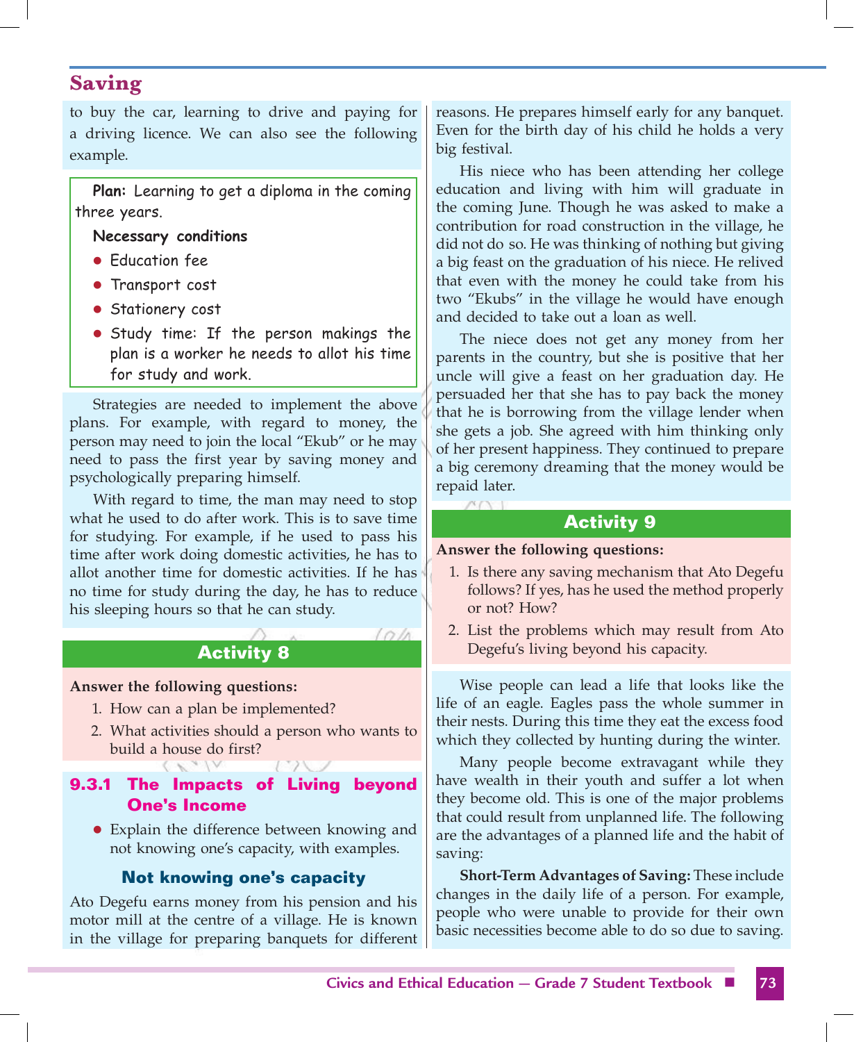to buy the car, learning to drive and paying for a driving licence. We can also see the following example.

**Plan:** Learning to get a diploma in the coming three years.

**Necessary conditions**

- Education fee
- Transport cost
- Stationery cost
- Study time: If the person makings the plan is a worker he needs to allot his time for study and work.

Strategies are needed to implement the above plans. For example, with regard to money, the person may need to join the local "Ekub" or he may need to pass the first year by saving money and psychologically preparing himself.

With regard to time, the man may need to stop what he used to do after work. This is to save time for studying. For example, if he used to pass his time after work doing domestic activities, he has to allot another time for domestic activities. If he has no time for study during the day, he has to reduce his sleeping hours so that he can study.

## Activity 8

**Answer the following questions:**

1. How can a plan be implemented?
2. What activities should a person who wants to build a house do first?

### 9.3.1 The Impacts of Living beyond One's Income

- Explain the difference between knowing and not knowing one's capacity, with examples.

#### Not knowing one's capacity

Ato Degefu earns money from his pension and his motor mill at the centre of a village. He is known in the village for preparing banquets for different reasons. He prepares himself early for any banquet. Even for the birth day of his child he holds a very big festival.

His niece who has been attending her college education and living with him will graduate in the coming June. Though he was asked to make a contribution for road construction in the village, he did not do so. He was thinking of nothing but giving a big feast on the graduation of his niece. He relived that even with the money he could take from his two "Ekubs" in the village he would have enough and decided to take out a loan as well.

The niece does not get any money from her parents in the country, but she is positive that her uncle will give a feast on her graduation day. He persuaded her that she has to pay back the money that he is borrowing from the village lender when she gets a job. She agreed with him thinking only of her present happiness. They continued to prepare a big ceremony dreaming that the money would be repaid later.

## Activity 9

**Answer the following questions:**

1. Is there any saving mechanism that Ato Degefu follows? If yes, has he used the method properly or not? How?
2. List the problems which may result from Ato Degefu's living beyond his capacity.

Wise people can lead a life that looks like the life of an eagle. Eagles pass the whole summer in their nests. During this time they eat the excess food which they collected by hunting during the winter.

Many people become extravagant while they have wealth in their youth and suffer a lot when they become old. This is one of the major problems that could result from unplanned life. The following are the advantages of a planned life and the habit of saving:

**Short-Term Advantages of Saving:** These include changes in the daily life of a person. For example, people who were unable to provide for their own basic necessities become able to do so due to saving.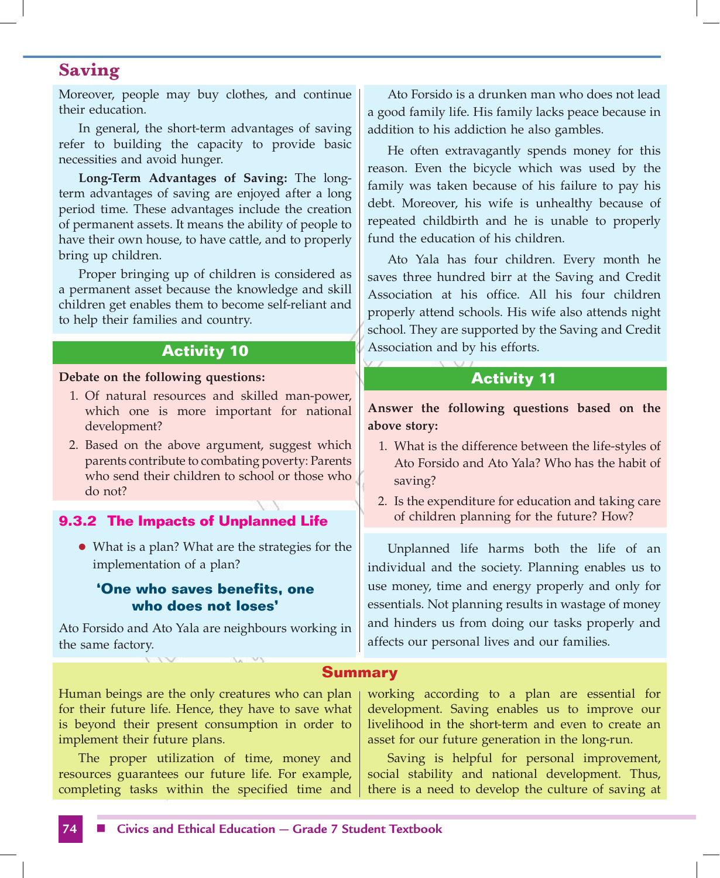Moreover, people may buy clothes, and continue their education.

In general, the short-term advantages of saving refer to building the capacity to provide basic necessities and avoid hunger.

**Long-Term Advantages of Saving:** The long-term advantages of saving are enjoyed after a long period time. These advantages include the creation of permanent assets. It means the ability of people to have their own house, to have cattle, and to properly bring up children.

Proper bringing up of children is considered as a permanent asset because the knowledge and skill children get enables them to become self-reliant and to help their families and country.

## Activity 10

**Debate on the following questions:**

1. Of natural resources and skilled man-power, which one is more important for national development?
2. Based on the above argument, suggest which parents contribute to combating poverty: Parents who send their children to school or those who do not?

### 9.3.2 The Impacts of Unplanned Life

- What is a plan? What are the strategies for the implementation of a plan?

**'One who saves benefits, one who does not loses'**

Ato Forsido and Ato Yala are neighbours working in the same factory.

Ato Forsido is a drunken man who does not lead a good family life. His family lacks peace because in addition to his addiction he also gambles.

He often extravagantly spends money for this reason. Even the bicycle which was used by the family was taken because of his failure to pay his debt. Moreover, his wife is unhealthy because of repeated childbirth and he is unable to properly fund the education of his children.

Ato Yala has four children. Every month he saves three hundred birr at the Saving and Credit Association at his office. All his four children properly attend schools. His wife also attends night school. They are supported by the Saving and Credit Association and by his efforts.

## Activity 11

**Answer the following questions based on the above story:**

1. What is the difference between the life-styles of Ato Forsido and Ato Yala? Who has the habit of saving?
2. Is the expenditure for education and taking care of children planning for the future? How?

Unplanned life harms both the life of an individual and the society. Planning enables us to use money, time and energy properly and only for essentials. Not planning results in wastage of money and hinders us from doing our tasks properly and affects our personal lives and our families.

## Summary

Human beings are the only creatures who can plan for their future life. Hence, they have to save what is beyond their present consumption in order to implement their future plans.

The proper utilization of time, money and resources guarantees our future life. For example, completing tasks within the specified time and working according to a plan are essential for development. Saving enables us to improve our livelihood in the short-term and even to create an asset for our future generation in the long-run.

Saving is helpful for personal improvement, social stability and national development. Thus, there is a need to develop the culture of saving at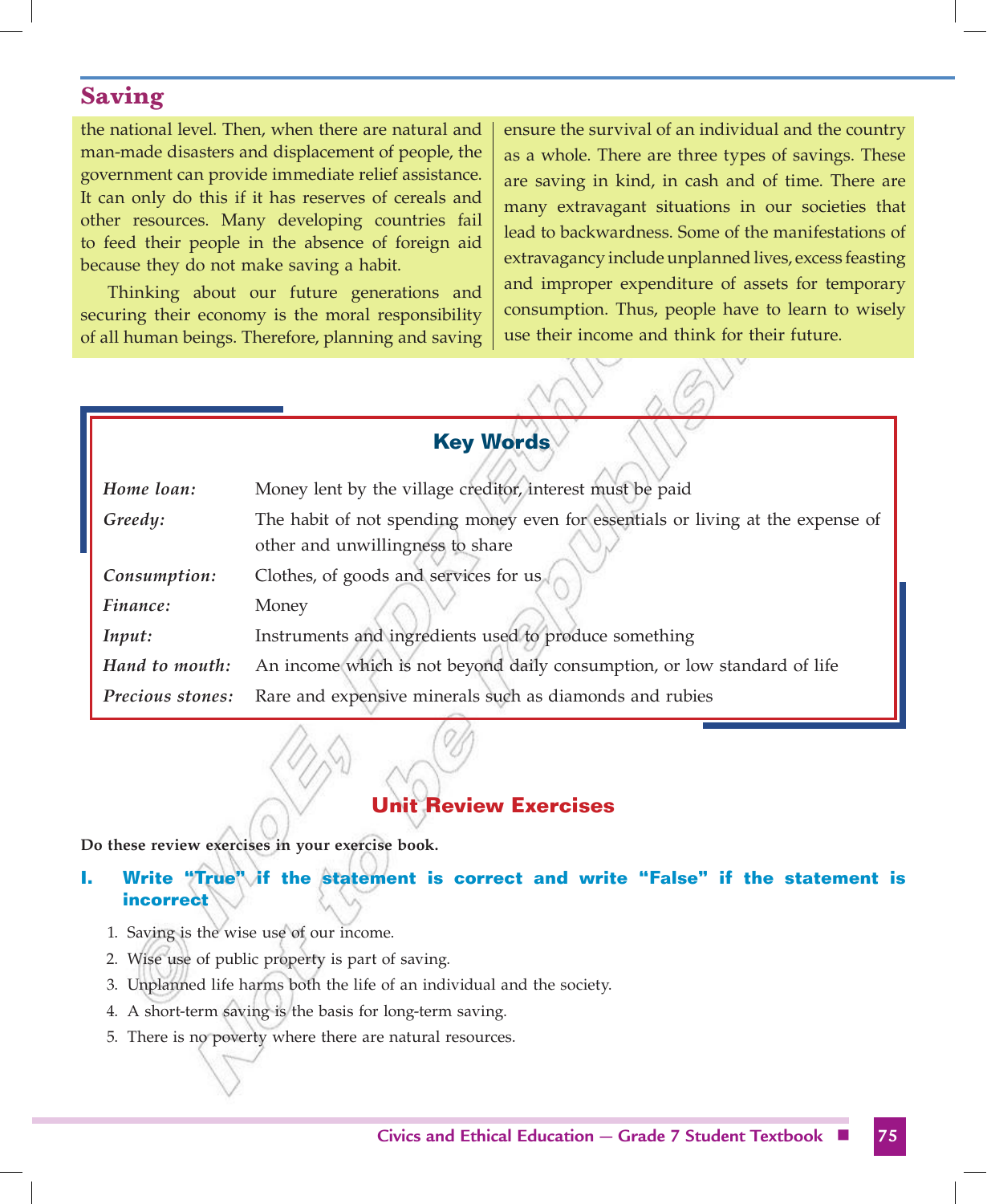## Saving

the national level. Then, when there are natural and man-made disasters and displacement of people, the government can provide immediate relief assistance. It can only do this if it has reserves of cereals and other resources. Many developing countries fail to feed their people in the absence of foreign aid because they do not make saving a habit.

Thinking about our future generations and securing their economy is the moral responsibility of all human beings. Therefore, planning and saving ensure the survival of an individual and the country as a whole. There are three types of savings. These are saving in kind, in cash and of time. There are many extravagant situations in our societies that lead to backwardness. Some of the manifestations of extravagancy include unplanned lives, excess feasting and improper expenditure of assets for temporary consumption. Thus, people have to learn to wisely use their income and think for their future.

### Key Words

| | |
|---|---|
| *Home loan:* | Money lent by the village creditor, interest must be paid |
| *Greedy:* | The habit of not spending money even for essentials or living at the expense of other and unwillingness to share |
| *Consumption:* | Clothes, of goods and services for us |
| *Finance:* | Money |
| *Input:* | Instruments and ingredients used to produce something |
| *Hand to mouth:* | An income which is not beyond daily consumption, or low standard of life |
| *Precious stones:* | Rare and expensive minerals such as diamonds and rubies |

## Unit Review Exercises

**Do these review exercises in your exercise book.**

### I. Write "True" if the statement is correct and write "False" if the statement is incorrect

1. Saving is the wise use of our income.
2. Wise use of public property is part of saving.
3. Unplanned life harms both the life of an individual and the society.
4. A short-term saving is the basis for long-term saving.
5. There is no poverty where there are natural resources.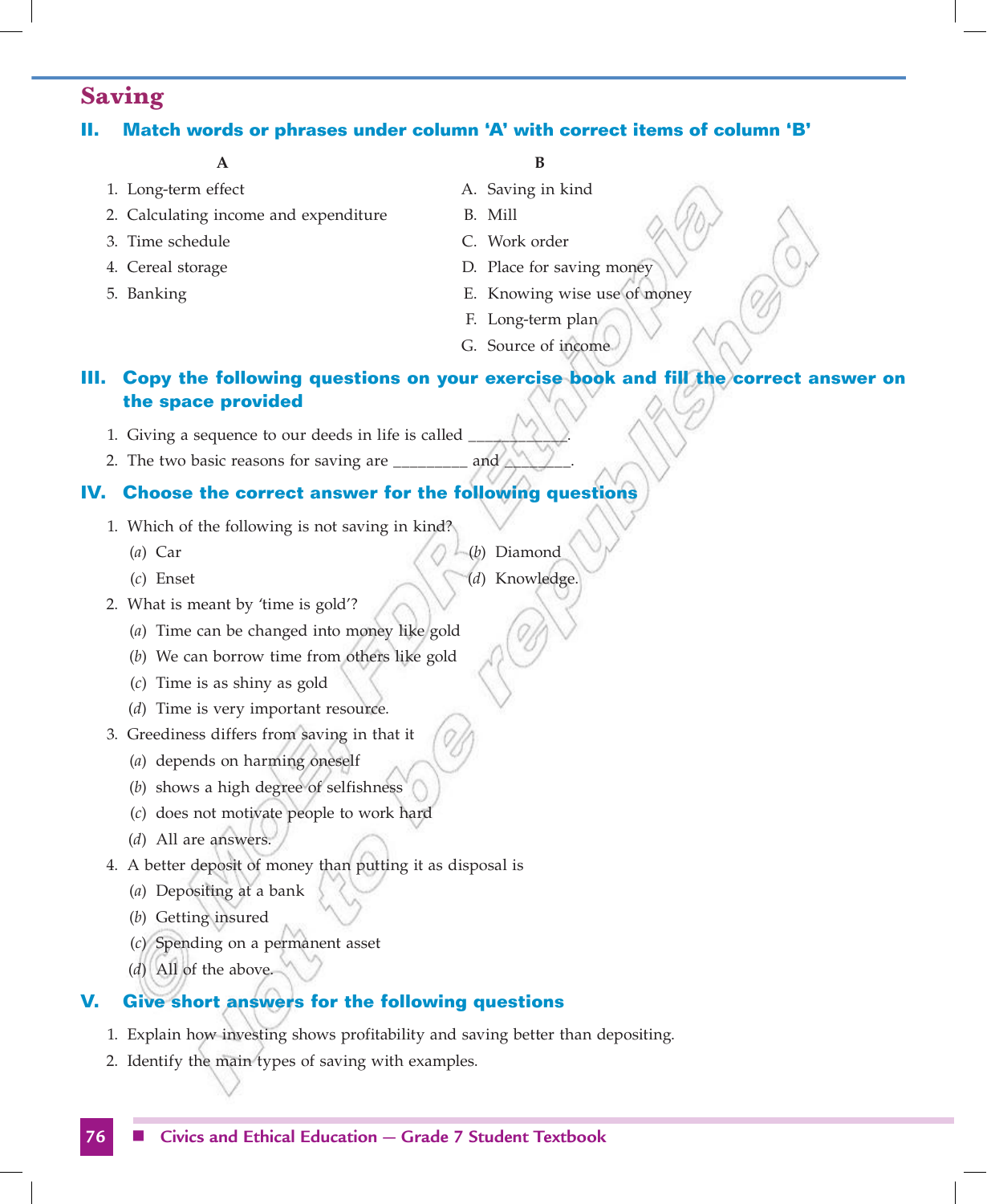## Saving

### II. Match words or phrases under column 'A' with correct items of column 'B'

| A | B |
|---|---|
| 1. Long-term effect | A. Saving in kind |
| 2. Calculating income and expenditure | B. Mill |
| 3. Time schedule | C. Work order |
| 4. Cereal storage | D. Place for saving money |
| 5. Banking | E. Knowing wise use of money |
| | F. Long-term plan |
| | G. Source of income |

### III. Copy the following questions on your exercise book and fill the correct answer on the space provided

1. Giving a sequence to our deeds in life is called ___________.
2. The two basic reasons for saving are _________ and ________.

### IV. Choose the correct answer for the following questions

1. Which of the following is not saving in kind?
   (*a*) Car
   (*b*) Diamond
   (*c*) Enset
   (*d*) Knowledge.
2. What is meant by 'time is gold'?
   (*a*) Time can be changed into money like gold
   (*b*) We can borrow time from others like gold
   (*c*) Time is as shiny as gold
   (*d*) Time is very important resource.
3. Greediness differs from saving in that it
   (*a*) depends on harming oneself
   (*b*) shows a high degree of selfishness
   (*c*) does not motivate people to work hard
   (*d*) All are answers.
4. A better deposit of money than putting it as disposal is
   (*a*) Depositing at a bank
   (*b*) Getting insured
   (*c*) Spending on a permanent asset
   (*d*) All of the above.

### V. Give short answers for the following questions

1. Explain how investing shows profitability and saving better than depositing.
2. Identify the main types of saving with examples.